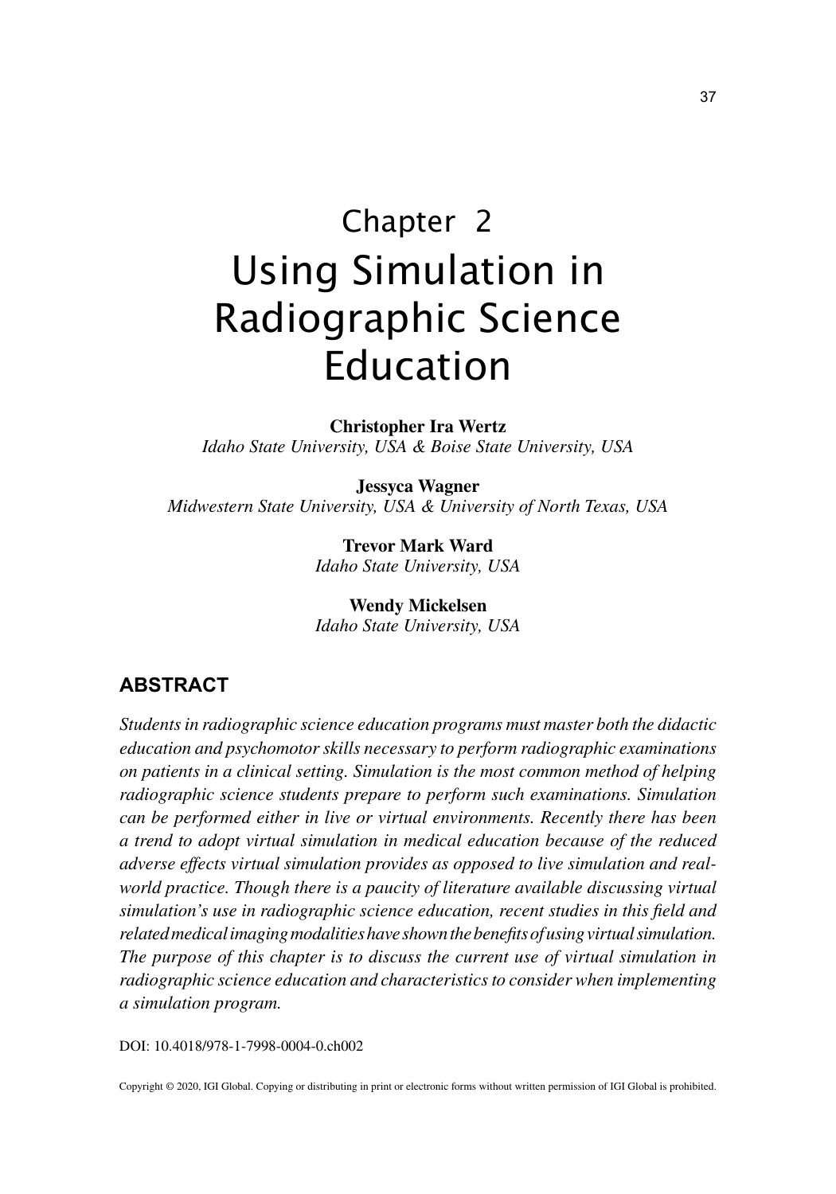# Chapter 2
# Using Simulation in Radiographic Science Education

**Christopher Ira Wertz**
*Idaho State University, USA & Boise State University, USA*

**Jessyca Wagner**
*Midwestern State University, USA & University of North Texas, USA*

**Trevor Mark Ward**
*Idaho State University, USA*

**Wendy Mickelsen**
*Idaho State University, USA*

## ABSTRACT

*Students in radiographic science education programs must master both the didactic education and psychomotor skills necessary to perform radiographic examinations on patients in a clinical setting. Simulation is the most common method of helping radiographic science students prepare to perform such examinations. Simulation can be performed either in live or virtual environments. Recently there has been a trend to adopt virtual simulation in medical education because of the reduced adverse effects virtual simulation provides as opposed to live simulation and real-world practice. Though there is a paucity of literature available discussing virtual simulation's use in radiographic science education, recent studies in this field and related medical imaging modalities have shown the benefits of using virtual simulation. The purpose of this chapter is to discuss the current use of virtual simulation in radiographic science education and characteristics to consider when implementing a simulation program.*

DOI: 10.4018/978-1-7998-0004-0.ch002

Copyright © 2020, IGI Global. Copying or distributing in print or electronic forms without written permission of IGI Global is prohibited.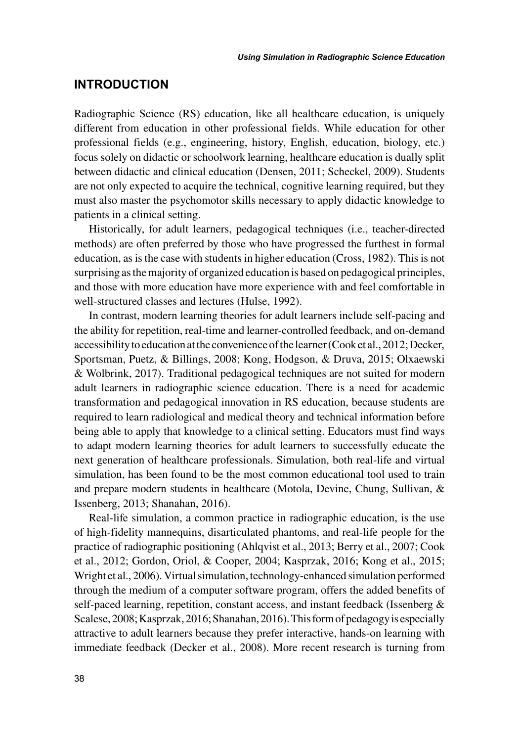## INTRODUCTION

Radiographic Science (RS) education, like all healthcare education, is uniquely different from education in other professional fields. While education for other professional fields (e.g., engineering, history, English, education, biology, etc.) focus solely on didactic or schoolwork learning, healthcare education is dually split between didactic and clinical education (Densen, 2011; Scheckel, 2009). Students are not only expected to acquire the technical, cognitive learning required, but they must also master the psychomotor skills necessary to apply didactic knowledge to patients in a clinical setting.

Historically, for adult learners, pedagogical techniques (i.e., teacher-directed methods) are often preferred by those who have progressed the furthest in formal education, as is the case with students in higher education (Cross, 1982). This is not surprising as the majority of organized education is based on pedagogical principles, and those with more education have more experience with and feel comfortable in well-structured classes and lectures (Hulse, 1992).

In contrast, modern learning theories for adult learners include self-pacing and the ability for repetition, real-time and learner-controlled feedback, and on-demand accessibility to education at the convenience of the learner (Cook et al., 2012; Decker, Sportsman, Puetz, & Billings, 2008; Kong, Hodgson, & Druva, 2015; Olxaewski & Wolbrink, 2017). Traditional pedagogical techniques are not suited for modern adult learners in radiographic science education. There is a need for academic transformation and pedagogical innovation in RS education, because students are required to learn radiological and medical theory and technical information before being able to apply that knowledge to a clinical setting. Educators must find ways to adapt modern learning theories for adult learners to successfully educate the next generation of healthcare professionals. Simulation, both real-life and virtual simulation, has been found to be the most common educational tool used to train and prepare modern students in healthcare (Motola, Devine, Chung, Sullivan, & Issenberg, 2013; Shanahan, 2016).

Real-life simulation, a common practice in radiographic education, is the use of high-fidelity mannequins, disarticulated phantoms, and real-life people for the practice of radiographic positioning (Ahlqvist et al., 2013; Berry et al., 2007; Cook et al., 2012; Gordon, Oriol, & Cooper, 2004; Kasprzak, 2016; Kong et al., 2015; Wright et al., 2006). Virtual simulation, technology-enhanced simulation performed through the medium of a computer software program, offers the added benefits of self-paced learning, repetition, constant access, and instant feedback (Issenberg & Scalese, 2008; Kasprzak, 2016; Shanahan, 2016). This form of pedagogy is especially attractive to adult learners because they prefer interactive, hands-on learning with immediate feedback (Decker et al., 2008). More recent research is turning from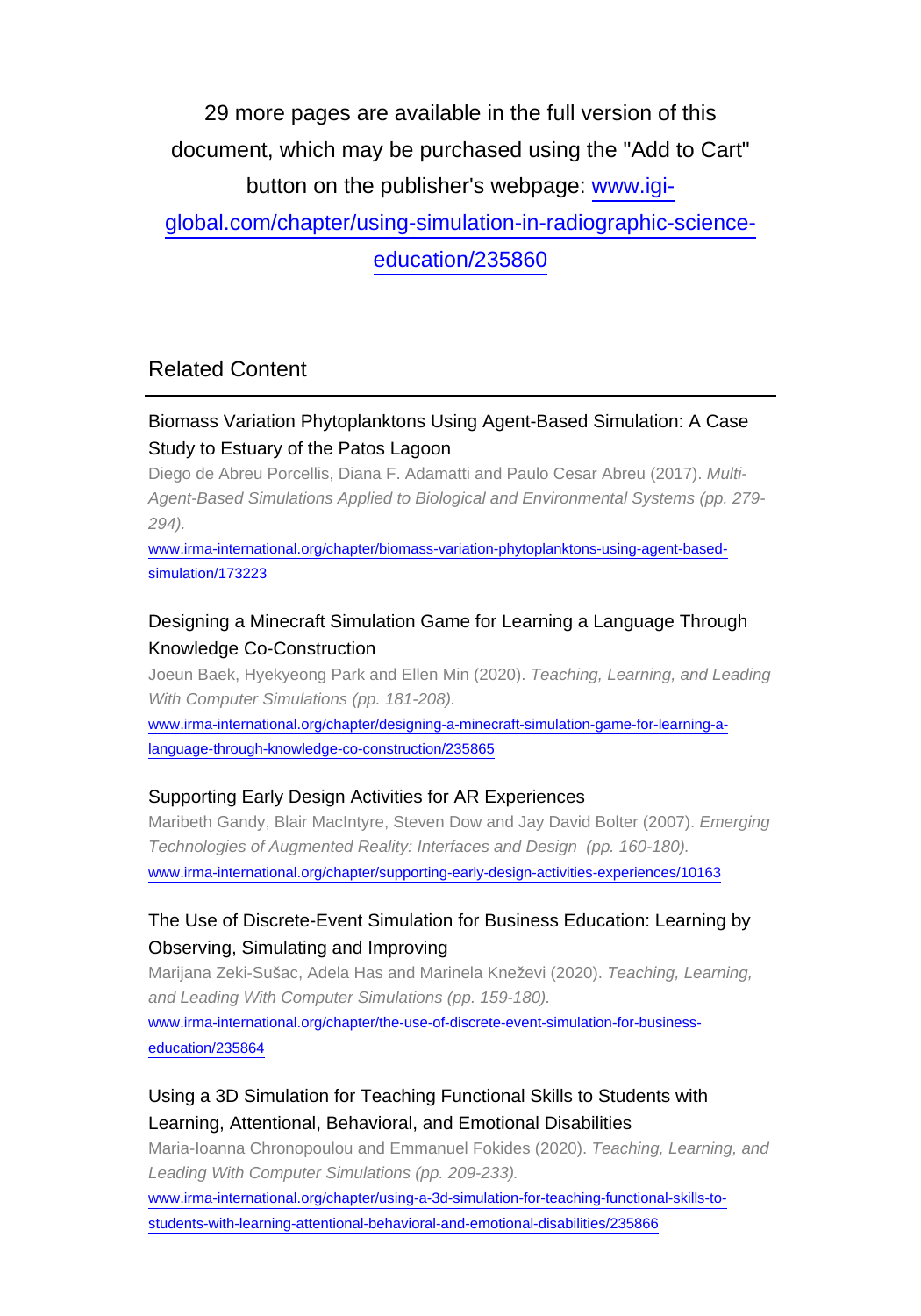29 more pages are available in the full version of this document, which may be purchased using the "Add to Cart" button on the publisher's webpage: [www.igi-global.com/chapter/using-simulation-in-radiographic-science-education/235860](www.igi-global.com/chapter/using-simulation-in-radiographic-science-education/235860)

## Related Content

**Biomass Variation Phytoplanktons Using Agent-Based Simulation: A Case Study to Estuary of the Patos Lagoon**
Diego de Abreu Porcellis, Diana F. Adamatti and Paulo Cesar Abreu (2017). *Multi-Agent-Based Simulations Applied to Biological and Environmental Systems (pp. 279-294).*
[www.irma-international.org/chapter/biomass-variation-phytoplanktons-using-agent-based-simulation/173223](www.irma-international.org/chapter/biomass-variation-phytoplanktons-using-agent-based-simulation/173223)

**Designing a Minecraft Simulation Game for Learning a Language Through Knowledge Co-Construction**
Joeun Baek, Hyekyeong Park and Ellen Min (2020). *Teaching, Learning, and Leading With Computer Simulations (pp. 181-208).*
[www.irma-international.org/chapter/designing-a-minecraft-simulation-game-for-learning-a-language-through-knowledge-co-construction/235865](www.irma-international.org/chapter/designing-a-minecraft-simulation-game-for-learning-a-language-through-knowledge-co-construction/235865)

**Supporting Early Design Activities for AR Experiences**
Maribeth Gandy, Blair MacIntyre, Steven Dow and Jay David Bolter (2007). *Emerging Technologies of Augmented Reality: Interfaces and Design (pp. 160-180).*
[www.irma-international.org/chapter/supporting-early-design-activities-experiences/10163](www.irma-international.org/chapter/supporting-early-design-activities-experiences/10163)

**The Use of Discrete-Event Simulation for Business Education: Learning by Observing, Simulating and Improving**
Marijana Zeki-Sušac, Adela Has and Marinela Kneževi (2020). *Teaching, Learning, and Leading With Computer Simulations (pp. 159-180).*
[www.irma-international.org/chapter/the-use-of-discrete-event-simulation-for-business-education/235864](www.irma-international.org/chapter/the-use-of-discrete-event-simulation-for-business-education/235864)

**Using a 3D Simulation for Teaching Functional Skills to Students with Learning, Attentional, Behavioral, and Emotional Disabilities**
Maria-Ioanna Chronopoulou and Emmanuel Fokides (2020). *Teaching, Learning, and Leading With Computer Simulations (pp. 209-233).*
[www.irma-international.org/chapter/using-a-3d-simulation-for-teaching-functional-skills-to-students-with-learning-attentional-behavioral-and-emotional-disabilities/235866](www.irma-international.org/chapter/using-a-3d-simulation-for-teaching-functional-skills-to-students-with-learning-attentional-behavioral-and-emotional-disabilities/235866)